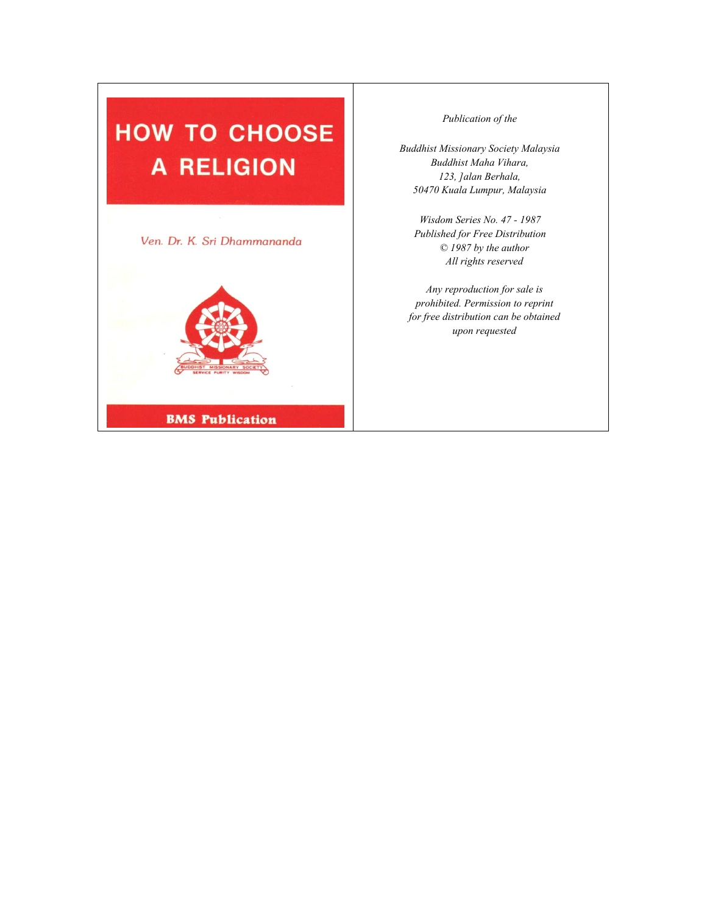# HOW TO CHOOSE A RELIGION

Ven. Dr. K. Sri Dhammananda

BUDDHIST MISSIONARY SOCIETY
SERVICE PURITY WISDOM

**BMS Publication**

*Publication of the*

*Buddhist Missionary Society Malaysia*
*Buddhist Maha Vihara,*
*123, Jalan Berhala,*
*50470 Kuala Lumpur, Malaysia*

*Wisdom Series No. 47 - 1987*
*Published for Free Distribution*
*© 1987 by the author*
*All rights reserved*

*Any reproduction for sale is prohibited. Permission to reprint for free distribution can be obtained upon requested*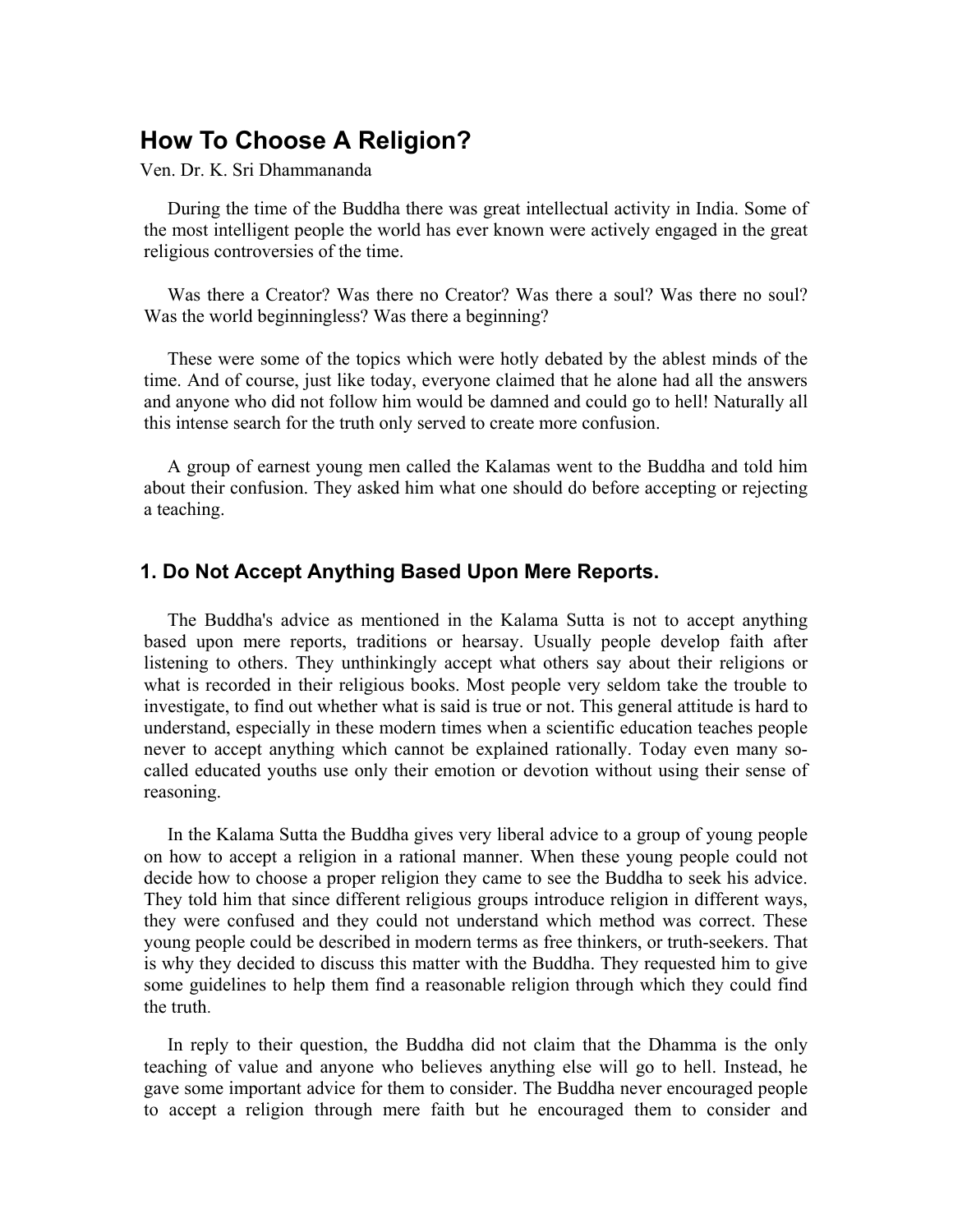# How To Choose A Religion?

Ven. Dr. K. Sri Dhammananda

During the time of the Buddha there was great intellectual activity in India. Some of the most intelligent people the world has ever known were actively engaged in the great religious controversies of the time.

Was there a Creator? Was there no Creator? Was there a soul? Was there no soul? Was the world beginningless? Was there a beginning?

These were some of the topics which were hotly debated by the ablest minds of the time. And of course, just like today, everyone claimed that he alone had all the answers and anyone who did not follow him would be damned and could go to hell! Naturally all this intense search for the truth only served to create more confusion.

A group of earnest young men called the Kalamas went to the Buddha and told him about their confusion. They asked him what one should do before accepting or rejecting a teaching.

## 1. Do Not Accept Anything Based Upon Mere Reports.

The Buddha's advice as mentioned in the Kalama Sutta is not to accept anything based upon mere reports, traditions or hearsay. Usually people develop faith after listening to others. They unthinkingly accept what others say about their religions or what is recorded in their religious books. Most people very seldom take the trouble to investigate, to find out whether what is said is true or not. This general attitude is hard to understand, especially in these modern times when a scientific education teaches people never to accept anything which cannot be explained rationally. Today even many so-called educated youths use only their emotion or devotion without using their sense of reasoning.

In the Kalama Sutta the Buddha gives very liberal advice to a group of young people on how to accept a religion in a rational manner. When these young people could not decide how to choose a proper religion they came to see the Buddha to seek his advice. They told him that since different religious groups introduce religion in different ways, they were confused and they could not understand which method was correct. These young people could be described in modern terms as free thinkers, or truth-seekers. That is why they decided to discuss this matter with the Buddha. They requested him to give some guidelines to help them find a reasonable religion through which they could find the truth.

In reply to their question, the Buddha did not claim that the Dhamma is the only teaching of value and anyone who believes anything else will go to hell. Instead, he gave some important advice for them to consider. The Buddha never encouraged people to accept a religion through mere faith but he encouraged them to consider and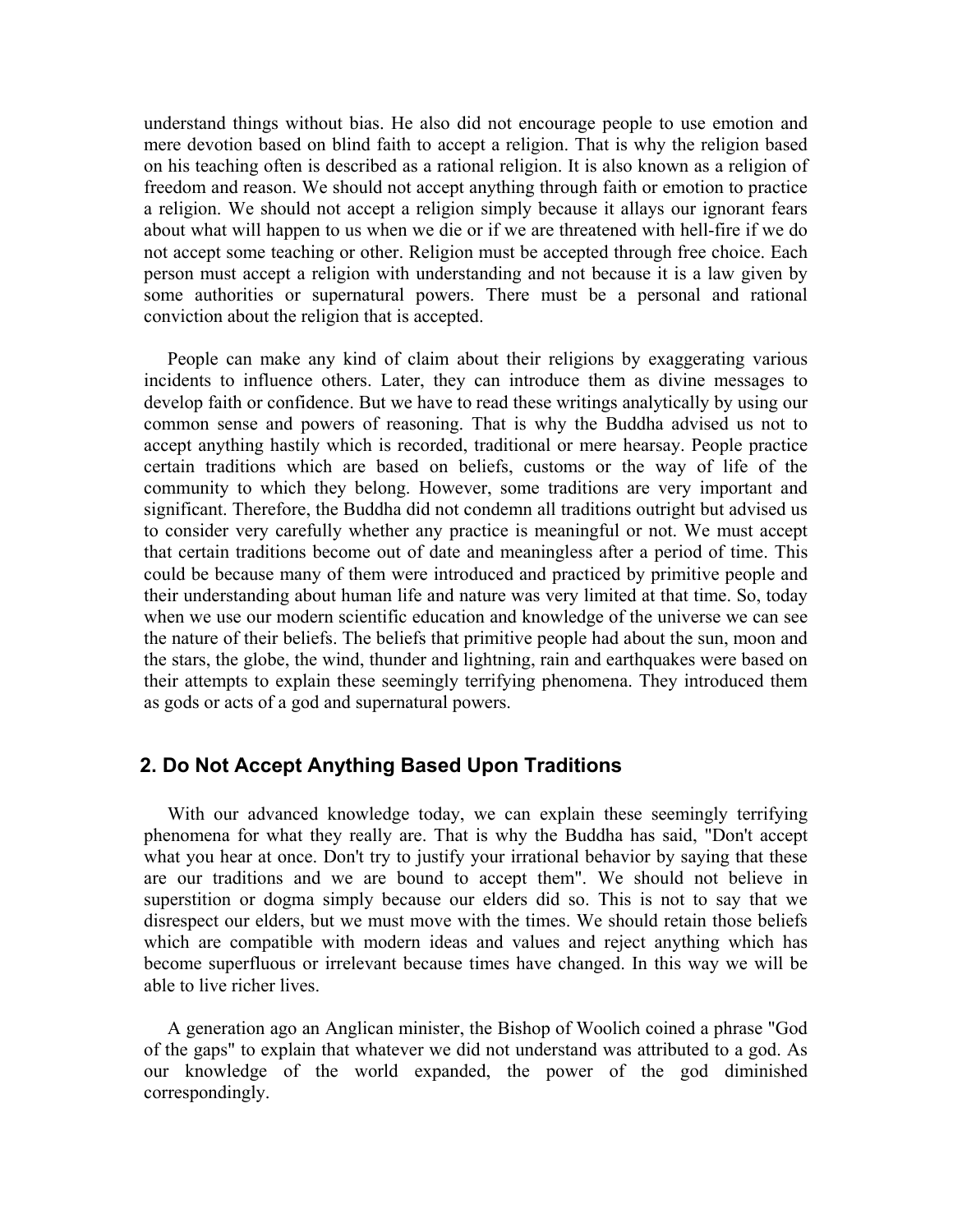understand things without bias. He also did not encourage people to use emotion and mere devotion based on blind faith to accept a religion. That is why the religion based on his teaching often is described as a rational religion. It is also known as a religion of freedom and reason. We should not accept anything through faith or emotion to practice a religion. We should not accept a religion simply because it allays our ignorant fears about what will happen to us when we die or if we are threatened with hell-fire if we do not accept some teaching or other. Religion must be accepted through free choice. Each person must accept a religion with understanding and not because it is a law given by some authorities or supernatural powers. There must be a personal and rational conviction about the religion that is accepted.

People can make any kind of claim about their religions by exaggerating various incidents to influence others. Later, they can introduce them as divine messages to develop faith or confidence. But we have to read these writings analytically by using our common sense and powers of reasoning. That is why the Buddha advised us not to accept anything hastily which is recorded, traditional or mere hearsay. People practice certain traditions which are based on beliefs, customs or the way of life of the community to which they belong. However, some traditions are very important and significant. Therefore, the Buddha did not condemn all traditions outright but advised us to consider very carefully whether any practice is meaningful or not. We must accept that certain traditions become out of date and meaningless after a period of time. This could be because many of them were introduced and practiced by primitive people and their understanding about human life and nature was very limited at that time. So, today when we use our modern scientific education and knowledge of the universe we can see the nature of their beliefs. The beliefs that primitive people had about the sun, moon and the stars, the globe, the wind, thunder and lightning, rain and earthquakes were based on their attempts to explain these seemingly terrifying phenomena. They introduced them as gods or acts of a god and supernatural powers.

## 2. Do Not Accept Anything Based Upon Traditions

With our advanced knowledge today, we can explain these seemingly terrifying phenomena for what they really are. That is why the Buddha has said, "Don't accept what you hear at once. Don't try to justify your irrational behavior by saying that these are our traditions and we are bound to accept them". We should not believe in superstition or dogma simply because our elders did so. This is not to say that we disrespect our elders, but we must move with the times. We should retain those beliefs which are compatible with modern ideas and values and reject anything which has become superfluous or irrelevant because times have changed. In this way we will be able to live richer lives.

A generation ago an Anglican minister, the Bishop of Woolich coined a phrase "God of the gaps" to explain that whatever we did not understand was attributed to a god. As our knowledge of the world expanded, the power of the god diminished correspondingly.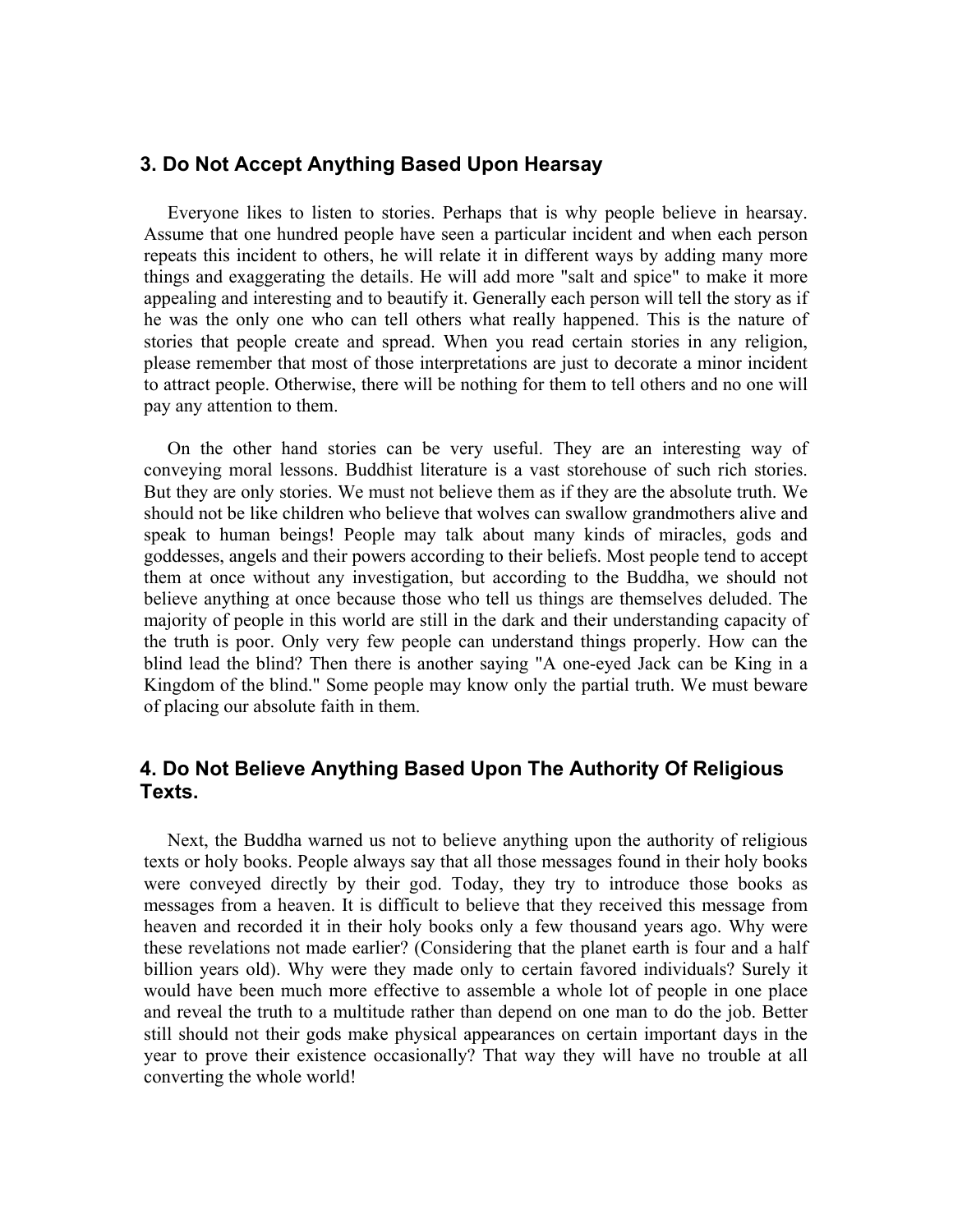## 3. Do Not Accept Anything Based Upon Hearsay

Everyone likes to listen to stories. Perhaps that is why people believe in hearsay. Assume that one hundred people have seen a particular incident and when each person repeats this incident to others, he will relate it in different ways by adding many more things and exaggerating the details. He will add more "salt and spice" to make it more appealing and interesting and to beautify it. Generally each person will tell the story as if he was the only one who can tell others what really happened. This is the nature of stories that people create and spread. When you read certain stories in any religion, please remember that most of those interpretations are just to decorate a minor incident to attract people. Otherwise, there will be nothing for them to tell others and no one will pay any attention to them.

On the other hand stories can be very useful. They are an interesting way of conveying moral lessons. Buddhist literature is a vast storehouse of such rich stories. But they are only stories. We must not believe them as if they are the absolute truth. We should not be like children who believe that wolves can swallow grandmothers alive and speak to human beings! People may talk about many kinds of miracles, gods and goddesses, angels and their powers according to their beliefs. Most people tend to accept them at once without any investigation, but according to the Buddha, we should not believe anything at once because those who tell us things are themselves deluded. The majority of people in this world are still in the dark and their understanding capacity of the truth is poor. Only very few people can understand things properly. How can the blind lead the blind? Then there is another saying "A one-eyed Jack can be King in a Kingdom of the blind." Some people may know only the partial truth. We must beware of placing our absolute faith in them.

## 4. Do Not Believe Anything Based Upon The Authority Of Religious Texts.

Next, the Buddha warned us not to believe anything upon the authority of religious texts or holy books. People always say that all those messages found in their holy books were conveyed directly by their god. Today, they try to introduce those books as messages from a heaven. It is difficult to believe that they received this message from heaven and recorded it in their holy books only a few thousand years ago. Why were these revelations not made earlier? (Considering that the planet earth is four and a half billion years old). Why were they made only to certain favored individuals? Surely it would have been much more effective to assemble a whole lot of people in one place and reveal the truth to a multitude rather than depend on one man to do the job. Better still should not their gods make physical appearances on certain important days in the year to prove their existence occasionally? That way they will have no trouble at all converting the whole world!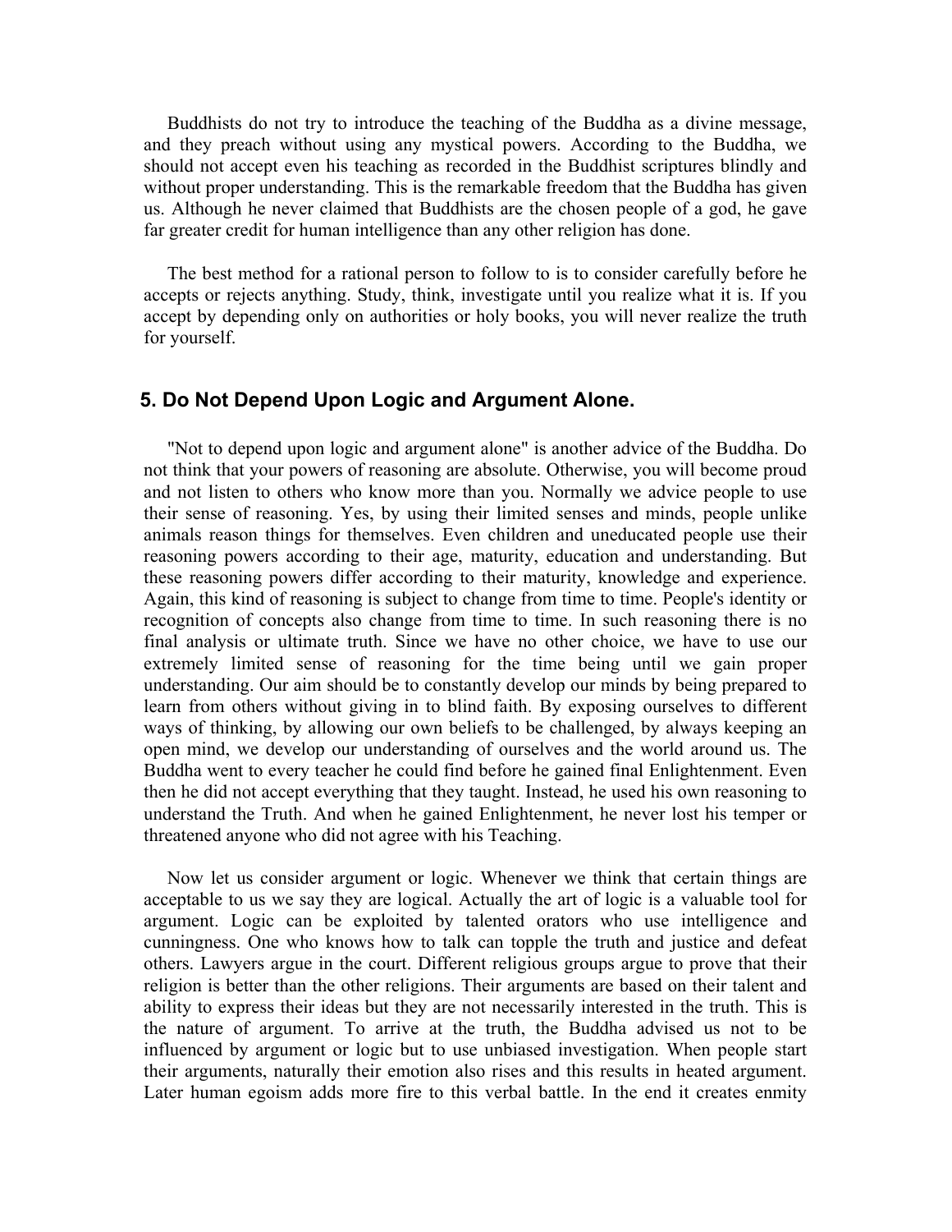Buddhists do not try to introduce the teaching of the Buddha as a divine message, and they preach without using any mystical powers. According to the Buddha, we should not accept even his teaching as recorded in the Buddhist scriptures blindly and without proper understanding. This is the remarkable freedom that the Buddha has given us. Although he never claimed that Buddhists are the chosen people of a god, he gave far greater credit for human intelligence than any other religion has done.

The best method for a rational person to follow to is to consider carefully before he accepts or rejects anything. Study, think, investigate until you realize what it is. If you accept by depending only on authorities or holy books, you will never realize the truth for yourself.

## 5. Do Not Depend Upon Logic and Argument Alone.

"Not to depend upon logic and argument alone" is another advice of the Buddha. Do not think that your powers of reasoning are absolute. Otherwise, you will become proud and not listen to others who know more than you. Normally we advice people to use their sense of reasoning. Yes, by using their limited senses and minds, people unlike animals reason things for themselves. Even children and uneducated people use their reasoning powers according to their age, maturity, education and understanding. But these reasoning powers differ according to their maturity, knowledge and experience. Again, this kind of reasoning is subject to change from time to time. People's identity or recognition of concepts also change from time to time. In such reasoning there is no final analysis or ultimate truth. Since we have no other choice, we have to use our extremely limited sense of reasoning for the time being until we gain proper understanding. Our aim should be to constantly develop our minds by being prepared to learn from others without giving in to blind faith. By exposing ourselves to different ways of thinking, by allowing our own beliefs to be challenged, by always keeping an open mind, we develop our understanding of ourselves and the world around us. The Buddha went to every teacher he could find before he gained final Enlightenment. Even then he did not accept everything that they taught. Instead, he used his own reasoning to understand the Truth. And when he gained Enlightenment, he never lost his temper or threatened anyone who did not agree with his Teaching.

Now let us consider argument or logic. Whenever we think that certain things are acceptable to us we say they are logical. Actually the art of logic is a valuable tool for argument. Logic can be exploited by talented orators who use intelligence and cunningness. One who knows how to talk can topple the truth and justice and defeat others. Lawyers argue in the court. Different religious groups argue to prove that their religion is better than the other religions. Their arguments are based on their talent and ability to express their ideas but they are not necessarily interested in the truth. This is the nature of argument. To arrive at the truth, the Buddha advised us not to be influenced by argument or logic but to use unbiased investigation. When people start their arguments, naturally their emotion also rises and this results in heated argument. Later human egoism adds more fire to this verbal battle. In the end it creates enmity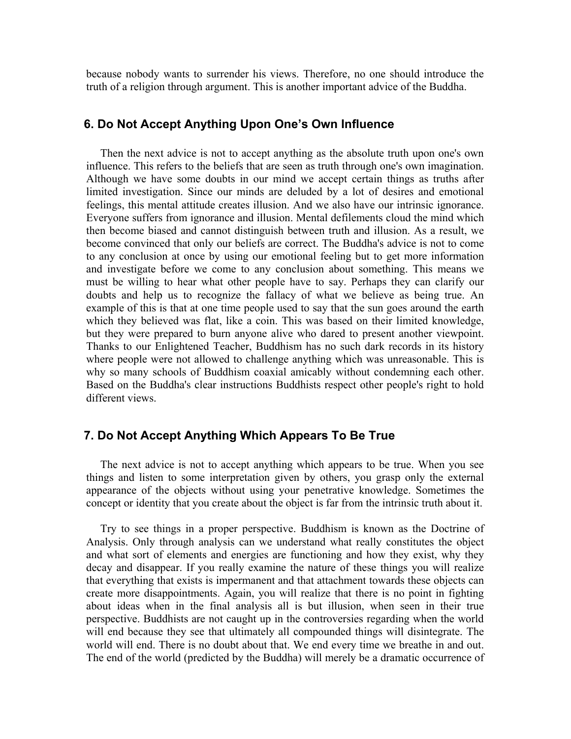because nobody wants to surrender his views. Therefore, no one should introduce the truth of a religion through argument. This is another important advice of the Buddha.

### 6. Do Not Accept Anything Upon One's Own Influence

Then the next advice is not to accept anything as the absolute truth upon one's own influence. This refers to the beliefs that are seen as truth through one's own imagination. Although we have some doubts in our mind we accept certain things as truths after limited investigation. Since our minds are deluded by a lot of desires and emotional feelings, this mental attitude creates illusion. And we also have our intrinsic ignorance. Everyone suffers from ignorance and illusion. Mental defilements cloud the mind which then become biased and cannot distinguish between truth and illusion. As a result, we become convinced that only our beliefs are correct. The Buddha's advice is not to come to any conclusion at once by using our emotional feeling but to get more information and investigate before we come to any conclusion about something. This means we must be willing to hear what other people have to say. Perhaps they can clarify our doubts and help us to recognize the fallacy of what we believe as being true. An example of this is that at one time people used to say that the sun goes around the earth which they believed was flat, like a coin. This was based on their limited knowledge, but they were prepared to burn anyone alive who dared to present another viewpoint. Thanks to our Enlightened Teacher, Buddhism has no such dark records in its history where people were not allowed to challenge anything which was unreasonable. This is why so many schools of Buddhism coaxial amicably without condemning each other. Based on the Buddha's clear instructions Buddhists respect other people's right to hold different views.

### 7. Do Not Accept Anything Which Appears To Be True

The next advice is not to accept anything which appears to be true. When you see things and listen to some interpretation given by others, you grasp only the external appearance of the objects without using your penetrative knowledge. Sometimes the concept or identity that you create about the object is far from the intrinsic truth about it.

Try to see things in a proper perspective. Buddhism is known as the Doctrine of Analysis. Only through analysis can we understand what really constitutes the object and what sort of elements and energies are functioning and how they exist, why they decay and disappear. If you really examine the nature of these things you will realize that everything that exists is impermanent and that attachment towards these objects can create more disappointments. Again, you will realize that there is no point in fighting about ideas when in the final analysis all is but illusion, when seen in their true perspective. Buddhists are not caught up in the controversies regarding when the world will end because they see that ultimately all compounded things will disintegrate. The world will end. There is no doubt about that. We end every time we breathe in and out. The end of the world (predicted by the Buddha) will merely be a dramatic occurrence of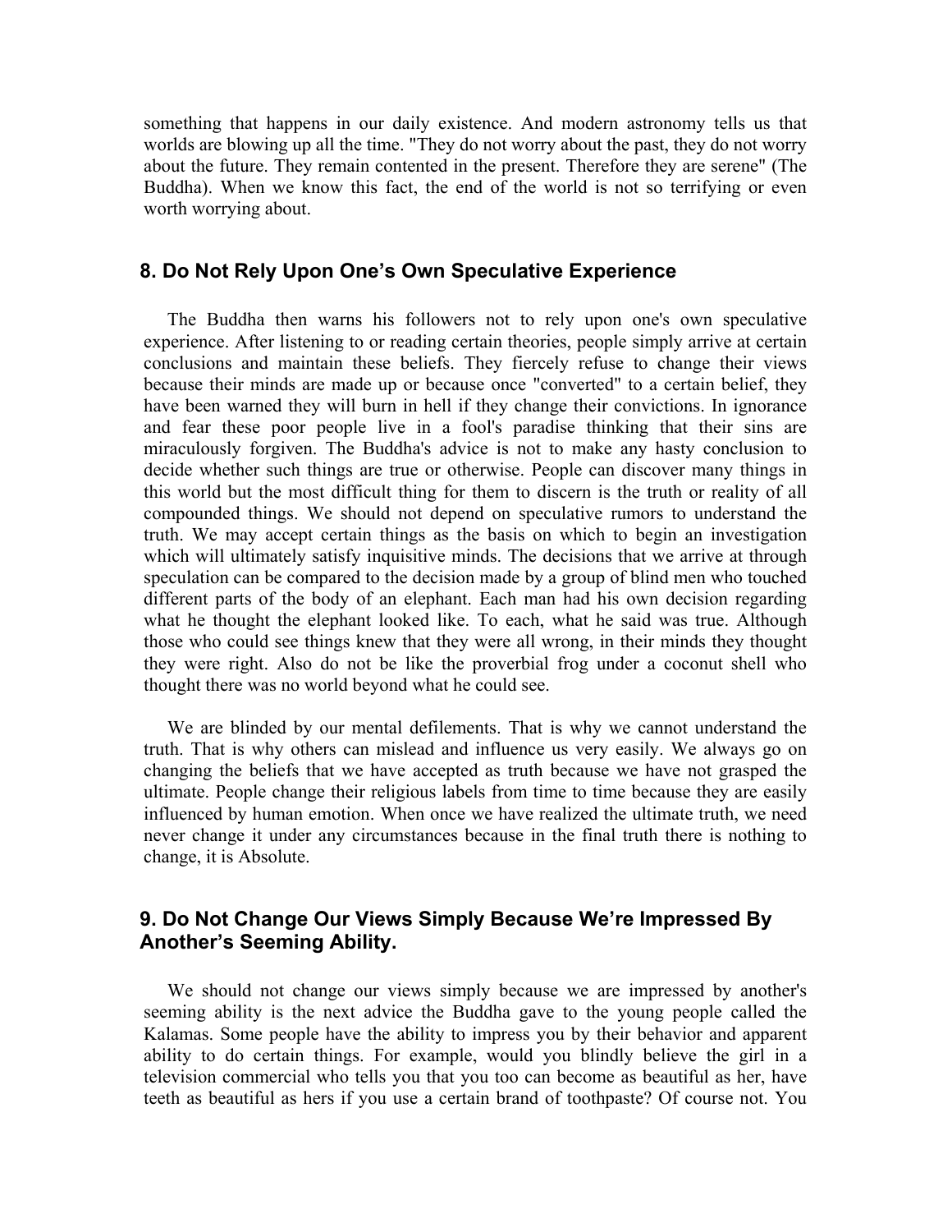something that happens in our daily existence. And modern astronomy tells us that worlds are blowing up all the time. "They do not worry about the past, they do not worry about the future. They remain contented in the present. Therefore they are serene" (The Buddha). When we know this fact, the end of the world is not so terrifying or even worth worrying about.

## 8. Do Not Rely Upon One's Own Speculative Experience

The Buddha then warns his followers not to rely upon one's own speculative experience. After listening to or reading certain theories, people simply arrive at certain conclusions and maintain these beliefs. They fiercely refuse to change their views because their minds are made up or because once "converted" to a certain belief, they have been warned they will burn in hell if they change their convictions. In ignorance and fear these poor people live in a fool's paradise thinking that their sins are miraculously forgiven. The Buddha's advice is not to make any hasty conclusion to decide whether such things are true or otherwise. People can discover many things in this world but the most difficult thing for them to discern is the truth or reality of all compounded things. We should not depend on speculative rumors to understand the truth. We may accept certain things as the basis on which to begin an investigation which will ultimately satisfy inquisitive minds. The decisions that we arrive at through speculation can be compared to the decision made by a group of blind men who touched different parts of the body of an elephant. Each man had his own decision regarding what he thought the elephant looked like. To each, what he said was true. Although those who could see things knew that they were all wrong, in their minds they thought they were right. Also do not be like the proverbial frog under a coconut shell who thought there was no world beyond what he could see.

We are blinded by our mental defilements. That is why we cannot understand the truth. That is why others can mislead and influence us very easily. We always go on changing the beliefs that we have accepted as truth because we have not grasped the ultimate. People change their religious labels from time to time because they are easily influenced by human emotion. When once we have realized the ultimate truth, we need never change it under any circumstances because in the final truth there is nothing to change, it is Absolute.

## 9. Do Not Change Our Views Simply Because We're Impressed By Another's Seeming Ability.

We should not change our views simply because we are impressed by another's seeming ability is the next advice the Buddha gave to the young people called the Kalamas. Some people have the ability to impress you by their behavior and apparent ability to do certain things. For example, would you blindly believe the girl in a television commercial who tells you that you too can become as beautiful as her, have teeth as beautiful as hers if you use a certain brand of toothpaste? Of course not. You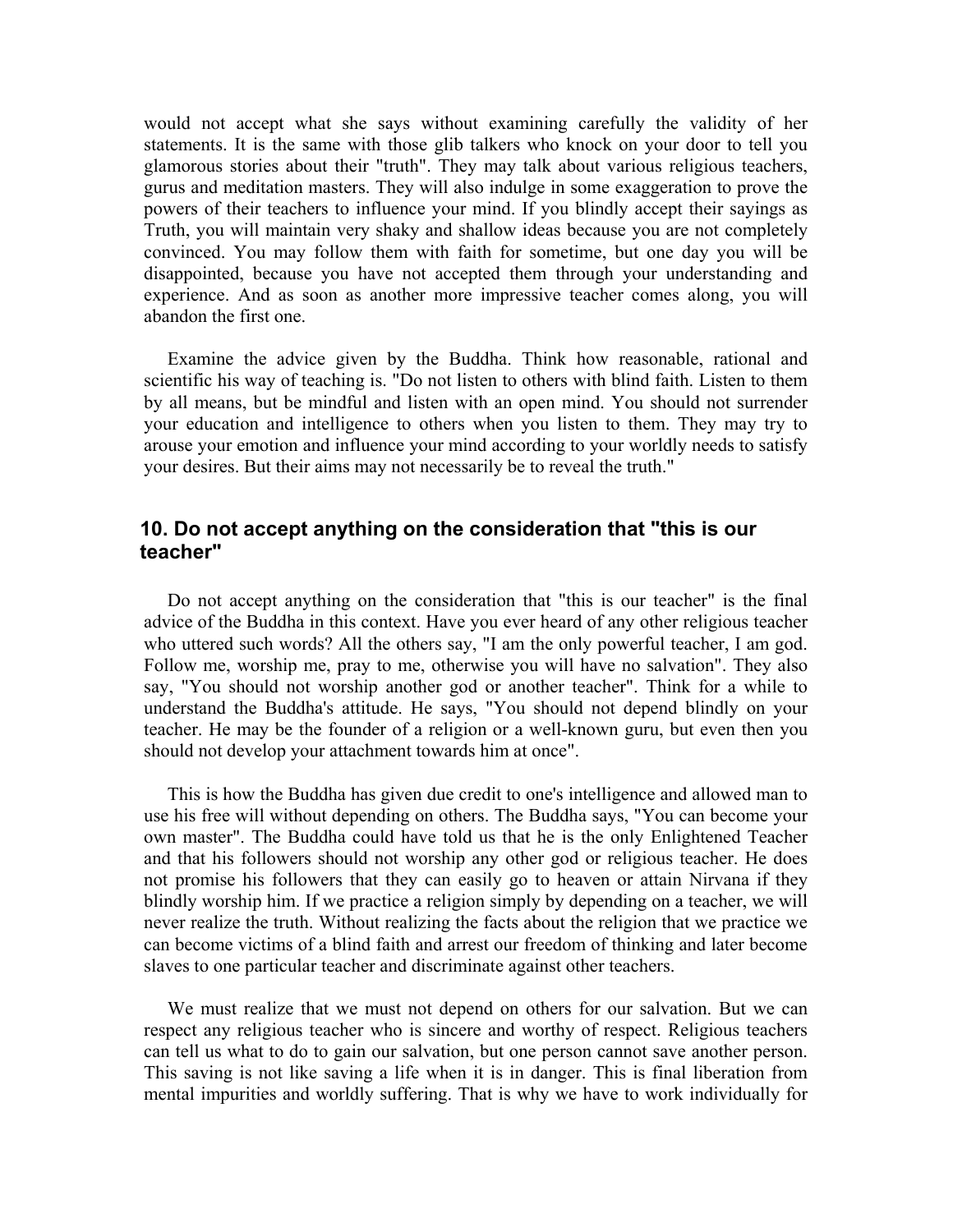would not accept what she says without examining carefully the validity of her statements. It is the same with those glib talkers who knock on your door to tell you glamorous stories about their "truth". They may talk about various religious teachers, gurus and meditation masters. They will also indulge in some exaggeration to prove the powers of their teachers to influence your mind. If you blindly accept their sayings as Truth, you will maintain very shaky and shallow ideas because you are not completely convinced. You may follow them with faith for sometime, but one day you will be disappointed, because you have not accepted them through your understanding and experience. And as soon as another more impressive teacher comes along, you will abandon the first one.

Examine the advice given by the Buddha. Think how reasonable, rational and scientific his way of teaching is. "Do not listen to others with blind faith. Listen to them by all means, but be mindful and listen with an open mind. You should not surrender your education and intelligence to others when you listen to them. They may try to arouse your emotion and influence your mind according to your worldly needs to satisfy your desires. But their aims may not necessarily be to reveal the truth."

## 10. Do not accept anything on the consideration that "this is our teacher"

Do not accept anything on the consideration that "this is our teacher" is the final advice of the Buddha in this context. Have you ever heard of any other religious teacher who uttered such words? All the others say, "I am the only powerful teacher, I am god. Follow me, worship me, pray to me, otherwise you will have no salvation". They also say, "You should not worship another god or another teacher". Think for a while to understand the Buddha's attitude. He says, "You should not depend blindly on your teacher. He may be the founder of a religion or a well-known guru, but even then you should not develop your attachment towards him at once".

This is how the Buddha has given due credit to one's intelligence and allowed man to use his free will without depending on others. The Buddha says, "You can become your own master". The Buddha could have told us that he is the only Enlightened Teacher and that his followers should not worship any other god or religious teacher. He does not promise his followers that they can easily go to heaven or attain Nirvana if they blindly worship him. If we practice a religion simply by depending on a teacher, we will never realize the truth. Without realizing the facts about the religion that we practice we can become victims of a blind faith and arrest our freedom of thinking and later become slaves to one particular teacher and discriminate against other teachers.

We must realize that we must not depend on others for our salvation. But we can respect any religious teacher who is sincere and worthy of respect. Religious teachers can tell us what to do to gain our salvation, but one person cannot save another person. This saving is not like saving a life when it is in danger. This is final liberation from mental impurities and worldly suffering. That is why we have to work individually for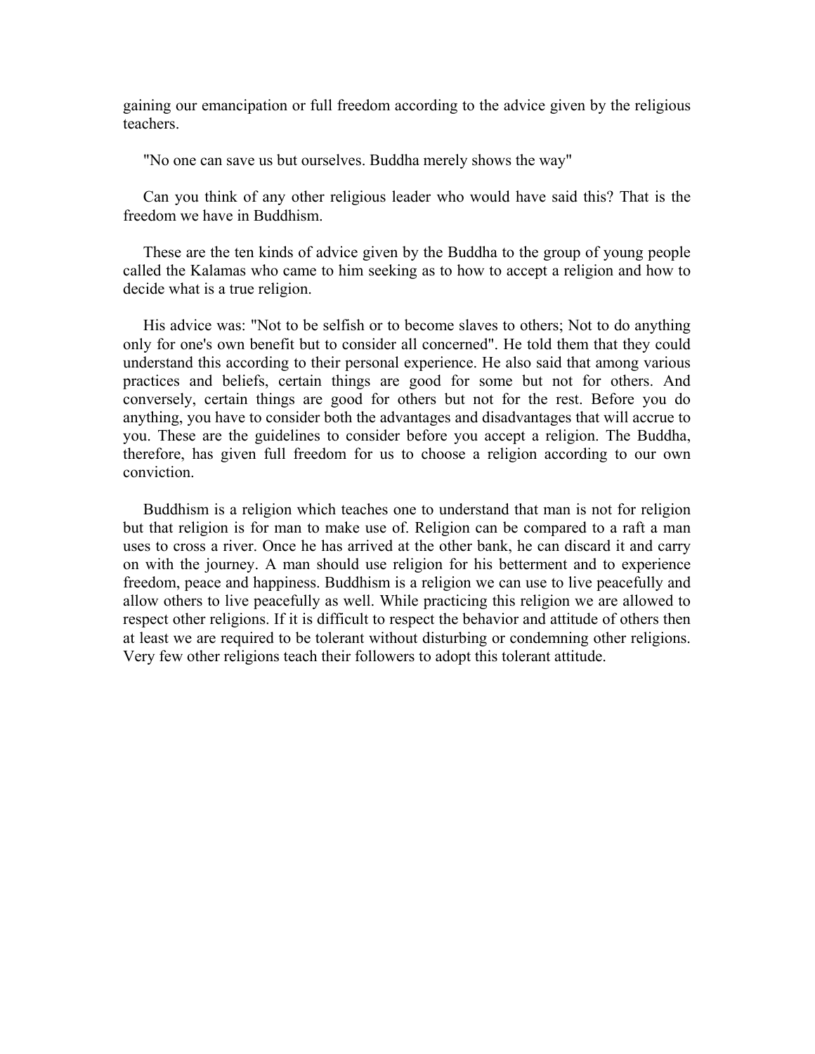gaining our emancipation or full freedom according to the advice given by the religious teachers.

"No one can save us but ourselves. Buddha merely shows the way"

Can you think of any other religious leader who would have said this? That is the freedom we have in Buddhism.

These are the ten kinds of advice given by the Buddha to the group of young people called the Kalamas who came to him seeking as to how to accept a religion and how to decide what is a true religion.

His advice was: "Not to be selfish or to become slaves to others; Not to do anything only for one's own benefit but to consider all concerned". He told them that they could understand this according to their personal experience. He also said that among various practices and beliefs, certain things are good for some but not for others. And conversely, certain things are good for others but not for the rest. Before you do anything, you have to consider both the advantages and disadvantages that will accrue to you. These are the guidelines to consider before you accept a religion. The Buddha, therefore, has given full freedom for us to choose a religion according to our own conviction.

Buddhism is a religion which teaches one to understand that man is not for religion but that religion is for man to make use of. Religion can be compared to a raft a man uses to cross a river. Once he has arrived at the other bank, he can discard it and carry on with the journey. A man should use religion for his betterment and to experience freedom, peace and happiness. Buddhism is a religion we can use to live peacefully and allow others to live peacefully as well. While practicing this religion we are allowed to respect other religions. If it is difficult to respect the behavior and attitude of others then at least we are required to be tolerant without disturbing or condemning other religions. Very few other religions teach their followers to adopt this tolerant attitude.